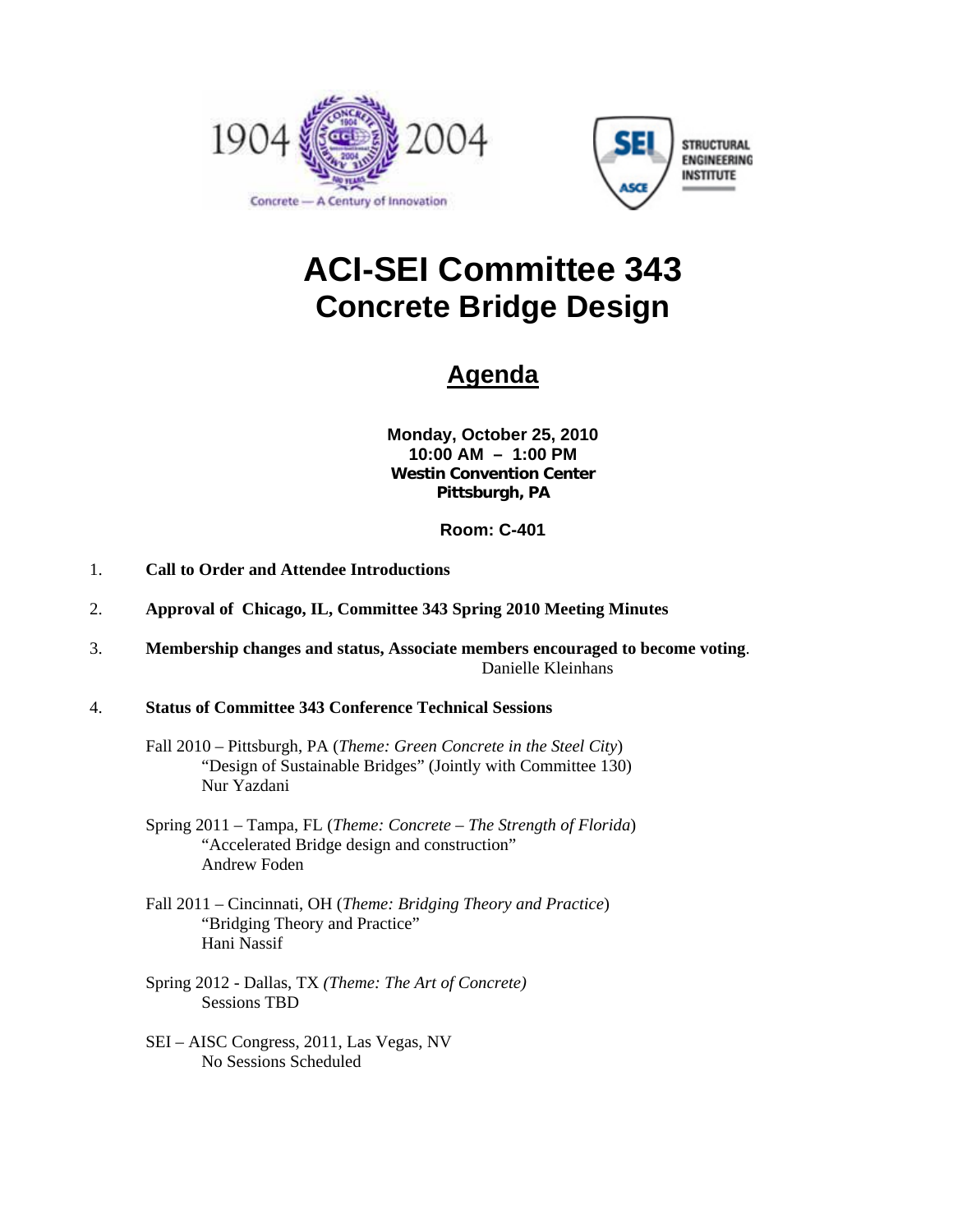# ACI-SEI Committee 343
# Concrete Bridge Design

## Agenda

**Monday, October 25, 2010**
**10:00 AM – 1:00 PM**
**Westin Convention Center**
**Pittsburgh, PA**

**Room: C-401**

1. **Call to Order and Attendee Introductions**

2. **Approval of Chicago, IL, Committee 343 Spring 2010 Meeting Minutes**

3. **Membership changes and status, Associate members encouraged to become voting**.
   Danielle Kleinhans

4. **Status of Committee 343 Conference Technical Sessions**

   Fall 2010 – Pittsburgh, PA (*Theme: Green Concrete in the Steel City*)
   "Design of Sustainable Bridges" (Jointly with Committee 130)
   Nur Yazdani

   Spring 2011 – Tampa, FL (*Theme: Concrete – The Strength of Florida*)
   "Accelerated Bridge design and construction"
   Andrew Foden

   Fall 2011 – Cincinnati, OH (*Theme: Bridging Theory and Practice*)
   "Bridging Theory and Practice"
   Hani Nassif

   Spring 2012 - Dallas, TX *(Theme: The Art of Concrete)*
   Sessions TBD

   SEI – AISC Congress, 2011, Las Vegas, NV
   No Sessions Scheduled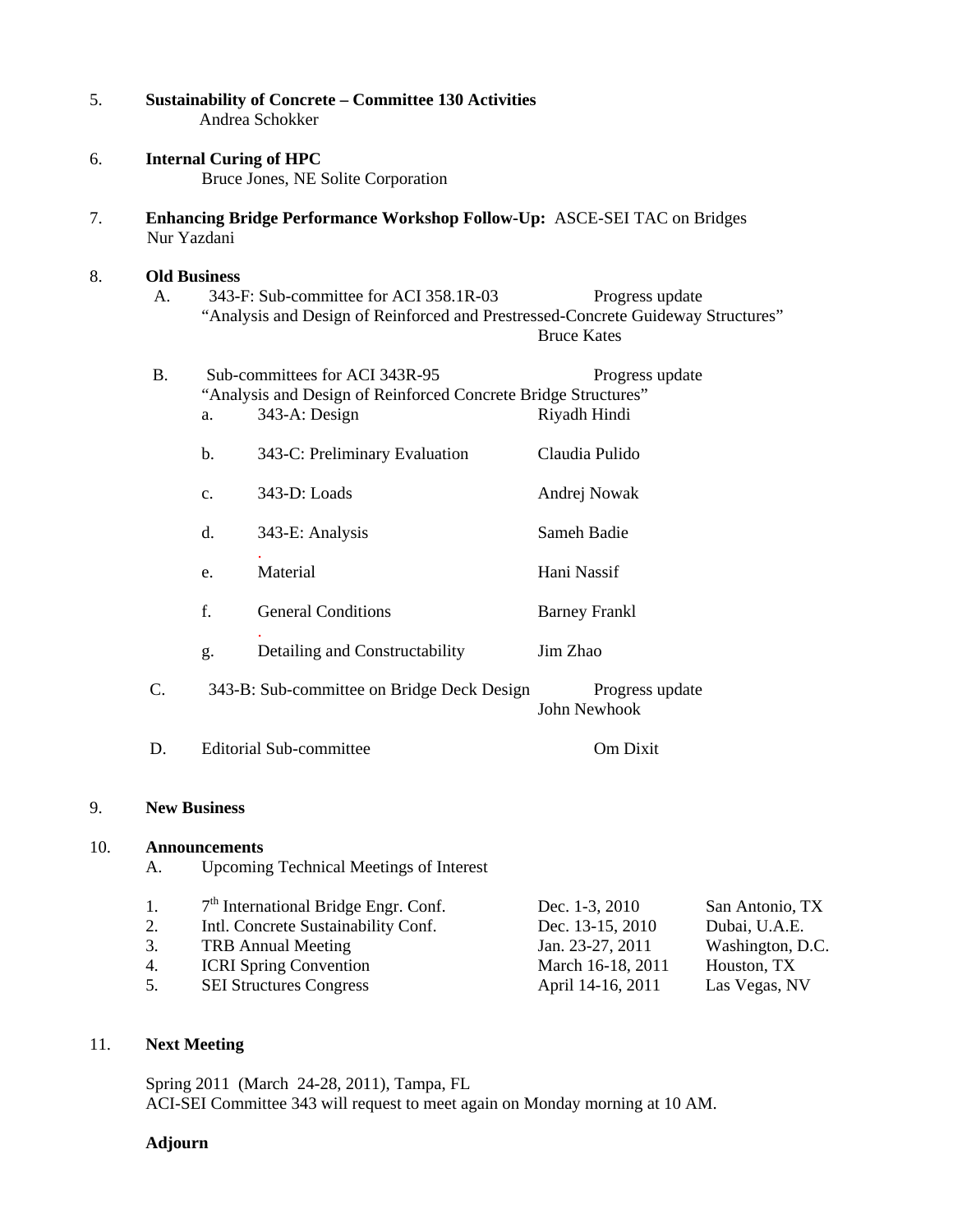5. **Sustainability of Concrete – Committee 130 Activities**
   Andrea Schokker

6. **Internal Curing of HPC**
   Bruce Jones, NE Solite Corporation

7. **Enhancing Bridge Performance Workshop Follow-Up:** ASCE-SEI TAC on Bridges
   Nur Yazdani

8. **Old Business**

   A. 343-F: Sub-committee for ACI 358.1R-03 — Progress update
   "Analysis and Design of Reinforced and Prestressed-Concrete Guideway Structures"
   Bruce Kates

   B. Sub-committees for ACI 343R-95 — Progress update
   "Analysis and Design of Reinforced Concrete Bridge Structures"

   | | | |
   |---|---|---|
   | a. | 343-A: Design | Riyadh Hindi |
   | b. | 343-C: Preliminary Evaluation | Claudia Pulido |
   | c. | 343-D: Loads | Andrej Nowak |
   | d. | 343-E: Analysis | Sameh Badie |
   | e. | Material | Hani Nassif |
   | f. | General Conditions | Barney Frankl |
   | g. | Detailing and Constructability | Jim Zhao |

   C. 343-B: Sub-committee on Bridge Deck Design — Progress update
   John Newhook

   D. Editorial Sub-committee — Om Dixit

9. **New Business**

10. **Announcements**

    A. Upcoming Technical Meetings of Interest

    | | | | |
    |---|---|---|---|
    | 1. | 7th International Bridge Engr. Conf. | Dec. 1-3, 2010 | San Antonio, TX |
    | 2. | Intl. Concrete Sustainability Conf. | Dec. 13-15, 2010 | Dubai, U.A.E. |
    | 3. | TRB Annual Meeting | Jan. 23-27, 2011 | Washington, D.C. |
    | 4. | ICRI Spring Convention | March 16-18, 2011 | Houston, TX |
    | 5. | SEI Structures Congress | April 14-16, 2011 | Las Vegas, NV |

11. **Next Meeting**

    Spring 2011 (March 24-28, 2011), Tampa, FL
    ACI-SEI Committee 343 will request to meet again on Monday morning at 10 AM.

**Adjourn**